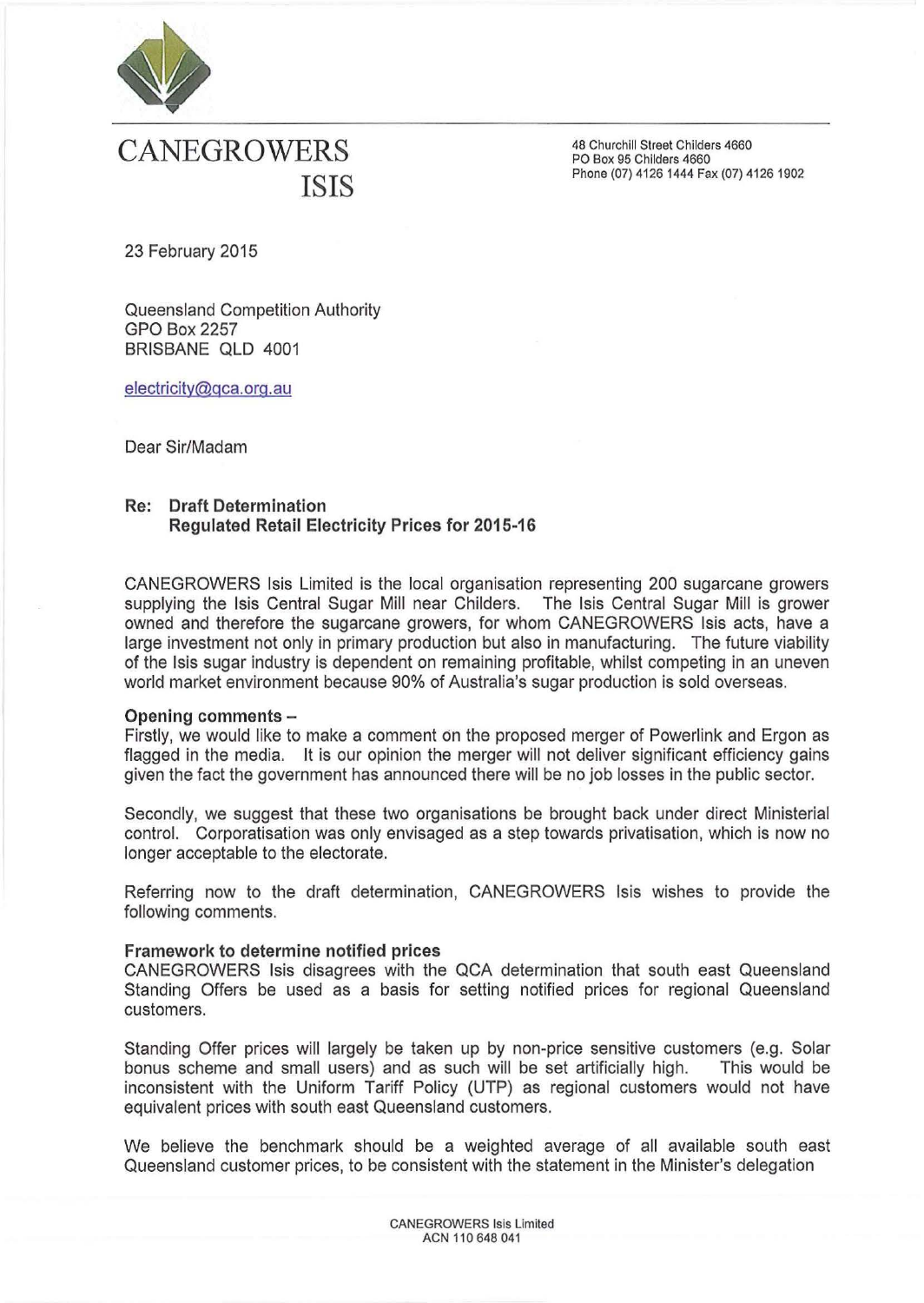# CANEGROWERS ISIS

48 Churchill Street Childers 4660
PO Box 95 Childers 4660
Phone (07) 4126 1444 Fax (07) 4126 1902

23 February 2015

Queensland Competition Authority
GPO Box 2257
BRISBANE QLD 4001

electricity@qca.org.au

Dear Sir/Madam

**Re: Draft Determination**
**Regulated Retail Electricity Prices for 2015-16**

CANEGROWERS Isis Limited is the local organisation representing 200 sugarcane growers supplying the Isis Central Sugar Mill near Childers. The Isis Central Sugar Mill is grower owned and therefore the sugarcane growers, for whom CANEGROWERS Isis acts, have a large investment not only in primary production but also in manufacturing. The future viability of the Isis sugar industry is dependent on remaining profitable, whilst competing in an uneven world market environment because 90% of Australia's sugar production is sold overseas.

**Opening comments –**

Firstly, we would like to make a comment on the proposed merger of Powerlink and Ergon as flagged in the media. It is our opinion the merger will not deliver significant efficiency gains given the fact the government has announced there will be no job losses in the public sector.

Secondly, we suggest that these two organisations be brought back under direct Ministerial control. Corporatisation was only envisaged as a step towards privatisation, which is now no longer acceptable to the electorate.

Referring now to the draft determination, CANEGROWERS Isis wishes to provide the following comments.

**Framework to determine notified prices**

CANEGROWERS Isis disagrees with the QCA determination that south east Queensland Standing Offers be used as a basis for setting notified prices for regional Queensland customers.

Standing Offer prices will largely be taken up by non-price sensitive customers (e.g. Solar bonus scheme and small users) and as such will be set artificially high. This would be inconsistent with the Uniform Tariff Policy (UTP) as regional customers would not have equivalent prices with south east Queensland customers.

We believe the benchmark should be a weighted average of all available south east Queensland customer prices, to be consistent with the statement in the Minister's delegation

CANEGROWERS Isis Limited
ACN 110 648 041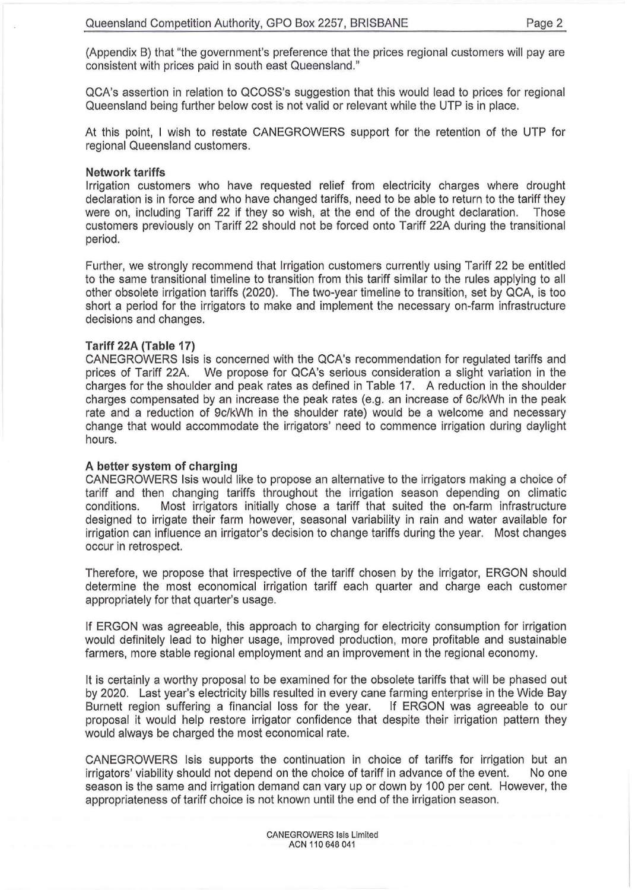(Appendix B) that "the government's preference that the prices regional customers will pay are consistent with prices paid in south east Queensland."

QCA's assertion in relation to QCOSS's suggestion that this would lead to prices for regional Queensland being further below cost is not valid or relevant while the UTP is in place.

At this point, I wish to restate CANEGROWERS support for the retention of the UTP for regional Queensland customers.

**Network tariffs**
Irrigation customers who have requested relief from electricity charges where drought declaration is in force and who have changed tariffs, need to be able to return to the tariff they were on, including Tariff 22 if they so wish, at the end of the drought declaration. Those customers previously on Tariff 22 should not be forced onto Tariff 22A during the transitional period.

Further, we strongly recommend that Irrigation customers currently using Tariff 22 be entitled to the same transitional timeline to transition from this tariff similar to the rules applying to all other obsolete irrigation tariffs (2020). The two-year timeline to transition, set by QCA, is too short a period for the irrigators to make and implement the necessary on-farm infrastructure decisions and changes.

**Tariff 22A (Table 17)**
CANEGROWERS Isis is concerned with the QCA's recommendation for regulated tariffs and prices of Tariff 22A. We propose for QCA's serious consideration a slight variation in the charges for the shoulder and peak rates as defined in Table 17. A reduction in the shoulder charges compensated by an increase the peak rates (e.g. an increase of 6c/kWh in the peak rate and a reduction of 9c/kWh in the shoulder rate) would be a welcome and necessary change that would accommodate the irrigators' need to commence irrigation during daylight hours.

**A better system of charging**
CANEGROWERS Isis would like to propose an alternative to the irrigators making a choice of tariff and then changing tariffs throughout the irrigation season depending on climatic conditions. Most irrigators initially chose a tariff that suited the on-farm infrastructure designed to irrigate their farm however, seasonal variability in rain and water available for irrigation can influence an irrigator's decision to change tariffs during the year. Most changes occur in retrospect.

Therefore, we propose that irrespective of the tariff chosen by the irrigator, ERGON should determine the most economical irrigation tariff each quarter and charge each customer appropriately for that quarter's usage.

If ERGON was agreeable, this approach to charging for electricity consumption for irrigation would definitely lead to higher usage, improved production, more profitable and sustainable farmers, more stable regional employment and an improvement in the regional economy.

It is certainly a worthy proposal to be examined for the obsolete tariffs that will be phased out by 2020. Last year's electricity bills resulted in every cane farming enterprise in the Wide Bay Burnett region suffering a financial loss for the year. If ERGON was agreeable to our proposal it would help restore irrigator confidence that despite their irrigation pattern they would always be charged the most economical rate.

CANEGROWERS Isis supports the continuation in choice of tariffs for irrigation but an irrigators' viability should not depend on the choice of tariff in advance of the event. No one season is the same and irrigation demand can vary up or down by 100 per cent. However, the appropriateness of tariff choice is not known until the end of the irrigation season.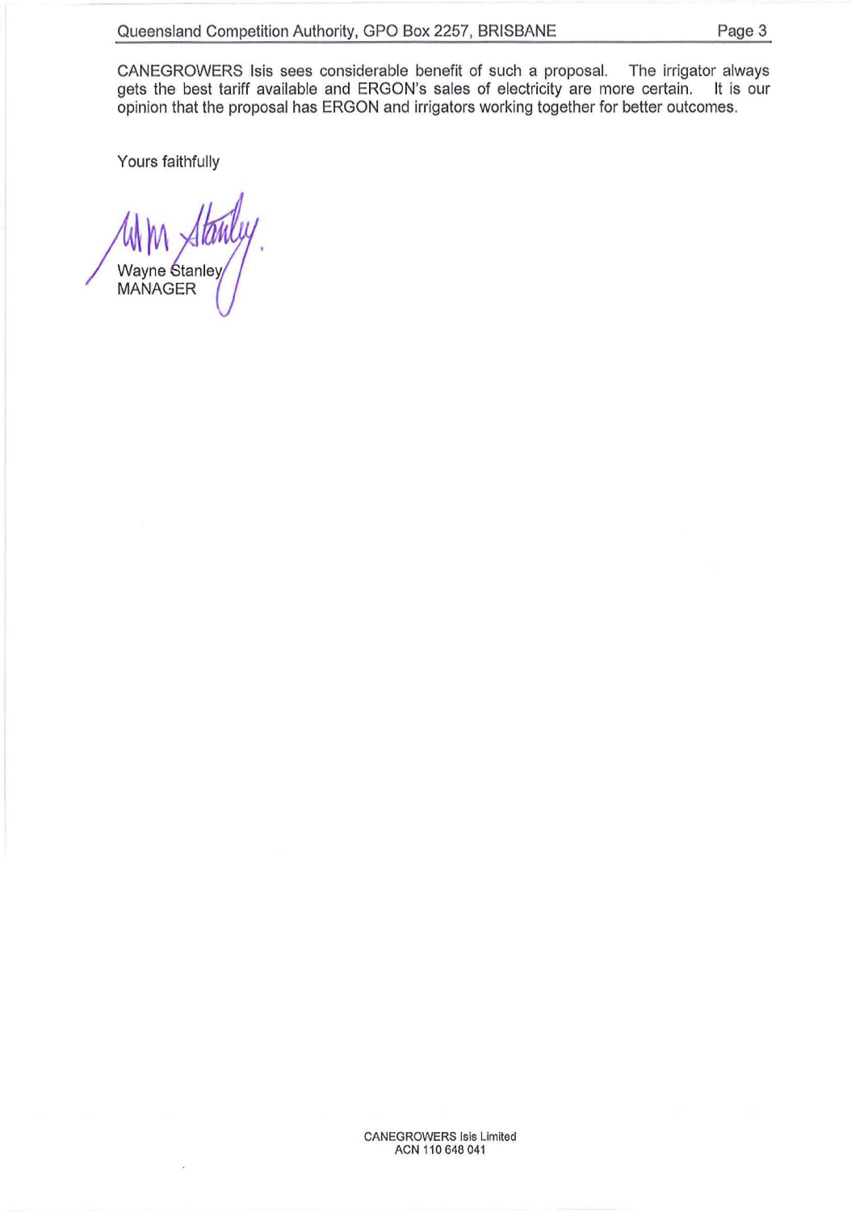CANEGROWERS Isis sees considerable benefit of such a proposal. The irrigator always gets the best tariff available and ERGON's sales of electricity are more certain. It is our opinion that the proposal has ERGON and irrigators working together for better outcomes.

Yours faithfully

Wayne Stanley
MANAGER

CANEGROWERS Isis Limited
ACN 110 648 041